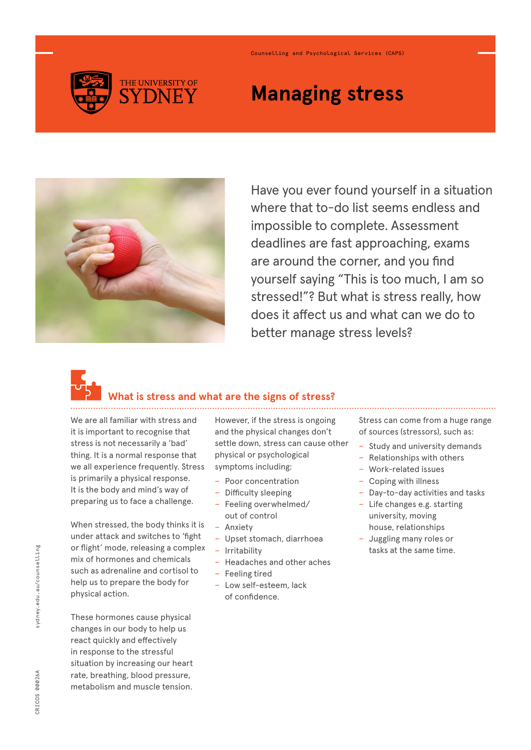Counselling and Psychological Services (CAPS)

# Managing stress

Have you ever found yourself in a situation where that to-do list seems endless and impossible to complete. Assessment deadlines are fast approaching, exams are around the corner, and you find yourself saying "This is too much, I am so stressed!"? But what is stress really, how does it affect us and what can we do to better manage stress levels?

## What is stress and what are the signs of stress?

We are all familiar with stress and it is important to recognise that stress is not necessarily a 'bad' thing. It is a normal response that we all experience frequently. Stress is primarily a physical response. It is the body and mind's way of preparing us to face a challenge.

When stressed, the body thinks it is under attack and switches to 'fight or flight' mode, releasing a complex mix of hormones and chemicals such as adrenaline and cortisol to help us to prepare the body for physical action.

These hormones cause physical changes in our body to help us react quickly and effectively in response to the stressful situation by increasing our heart rate, breathing, blood pressure, metabolism and muscle tension.

However, if the stress is ongoing and the physical changes don't settle down, stress can cause other physical or psychological symptoms including:

- Poor concentration
- Difficulty sleeping
- Feeling overwhelmed/ out of control
- Anxiety
- Upset stomach, diarrhoea
- Irritability
- Headaches and other aches
- Feeling tired
- Low self-esteem, lack of confidence.

Stress can come from a huge range of sources (stressors), such as:

- Study and university demands
- Relationships with others
- Work-related issues
- Coping with illness
- Day-to-day activities and tasks
- Life changes e.g. starting university, moving house, relationships
- Juggling many roles or tasks at the same time.

sydney.edu.au/counselling

CRICOS 00026A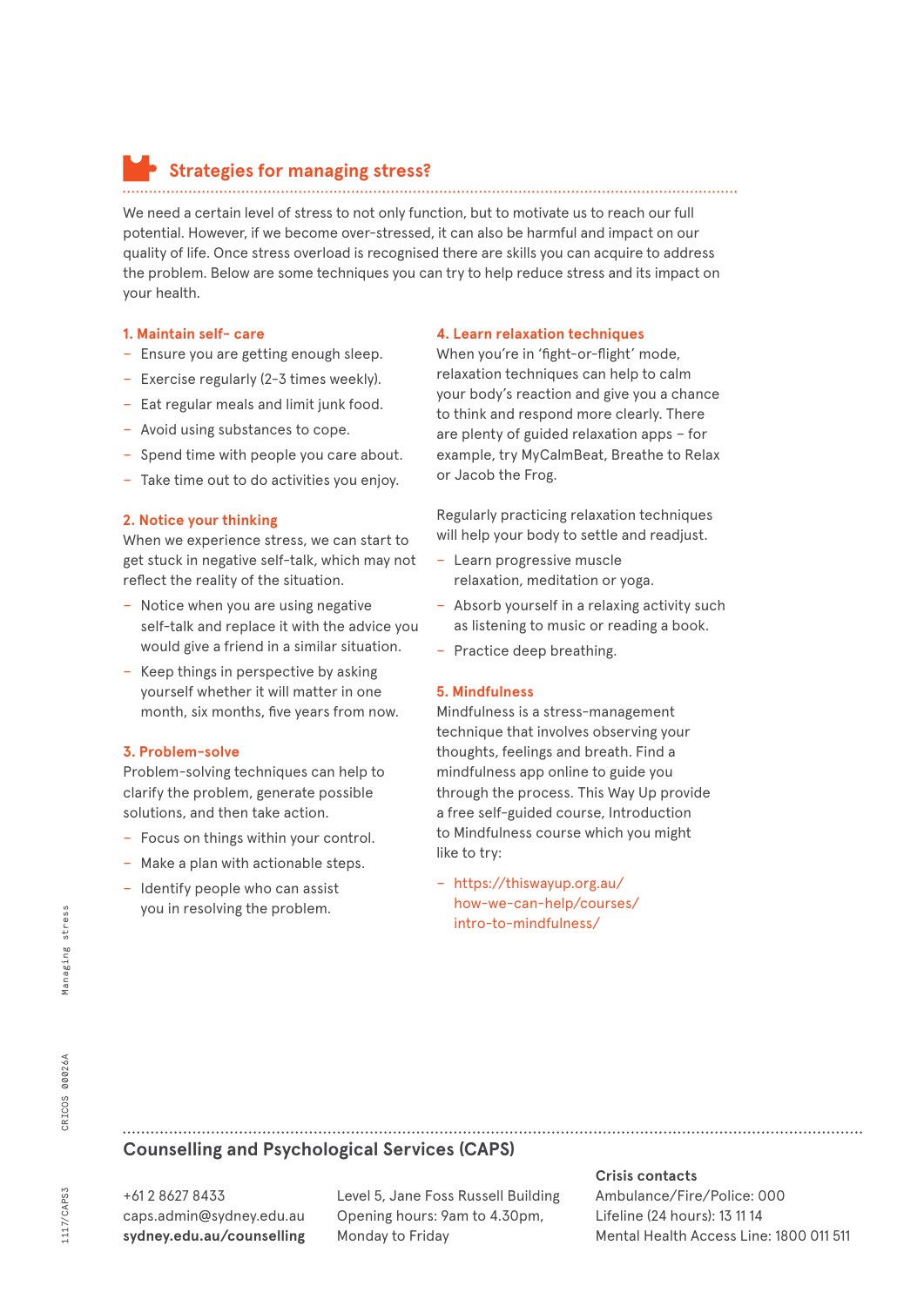## Strategies for managing stress?

We need a certain level of stress to not only function, but to motivate us to reach our full potential. However, if we become over-stressed, it can also be harmful and impact on our quality of life. Once stress overload is recognised there are skills you can acquire to address the problem. Below are some techniques you can try to help reduce stress and its impact on your health.

### 1. Maintain self- care

- Ensure you are getting enough sleep.
- Exercise regularly (2–3 times weekly).
- Eat regular meals and limit junk food.
- Avoid using substances to cope.
- Spend time with people you care about.
- Take time out to do activities you enjoy.

### 2. Notice your thinking

When we experience stress, we can start to get stuck in negative self-talk, which may not reflect the reality of the situation.

- Notice when you are using negative self-talk and replace it with the advice you would give a friend in a similar situation.
- Keep things in perspective by asking yourself whether it will matter in one month, six months, five years from now.

### 3. Problem-solve

Problem-solving techniques can help to clarify the problem, generate possible solutions, and then take action.

- Focus on things within your control.
- Make a plan with actionable steps.
- Identify people who can assist you in resolving the problem.

### 4. Learn relaxation techniques

When you're in 'fight-or-flight' mode, relaxation techniques can help to calm your body's reaction and give you a chance to think and respond more clearly. There are plenty of guided relaxation apps – for example, try MyCalmBeat, Breathe to Relax or Jacob the Frog.

Regularly practicing relaxation techniques will help your body to settle and readjust.

- Learn progressive muscle relaxation, meditation or yoga.
- Absorb yourself in a relaxing activity such as listening to music or reading a book.
- Practice deep breathing.

### 5. Mindfulness

Mindfulness is a stress-management technique that involves observing your thoughts, feelings and breath. Find a mindfulness app online to guide you through the process. This Way Up provide a free self-guided course, Introduction to Mindfulness course which you might like to try:

- https://thiswayup.org.au/how-we-can-help/courses/intro-to-mindfulness/

## Counselling and Psychological Services (CAPS)

+61 2 8627 8433
caps.admin@sydney.edu.au
**sydney.edu.au/counselling**

Level 5, Jane Foss Russell Building
Opening hours: 9am to 4.30pm, Monday to Friday

**Crisis contacts**
Ambulance/Fire/Police: 000
Lifeline (24 hours): 13 11 14
Mental Health Access Line: 1800 011 511

CRICOS 00026A

1117/CAPS3